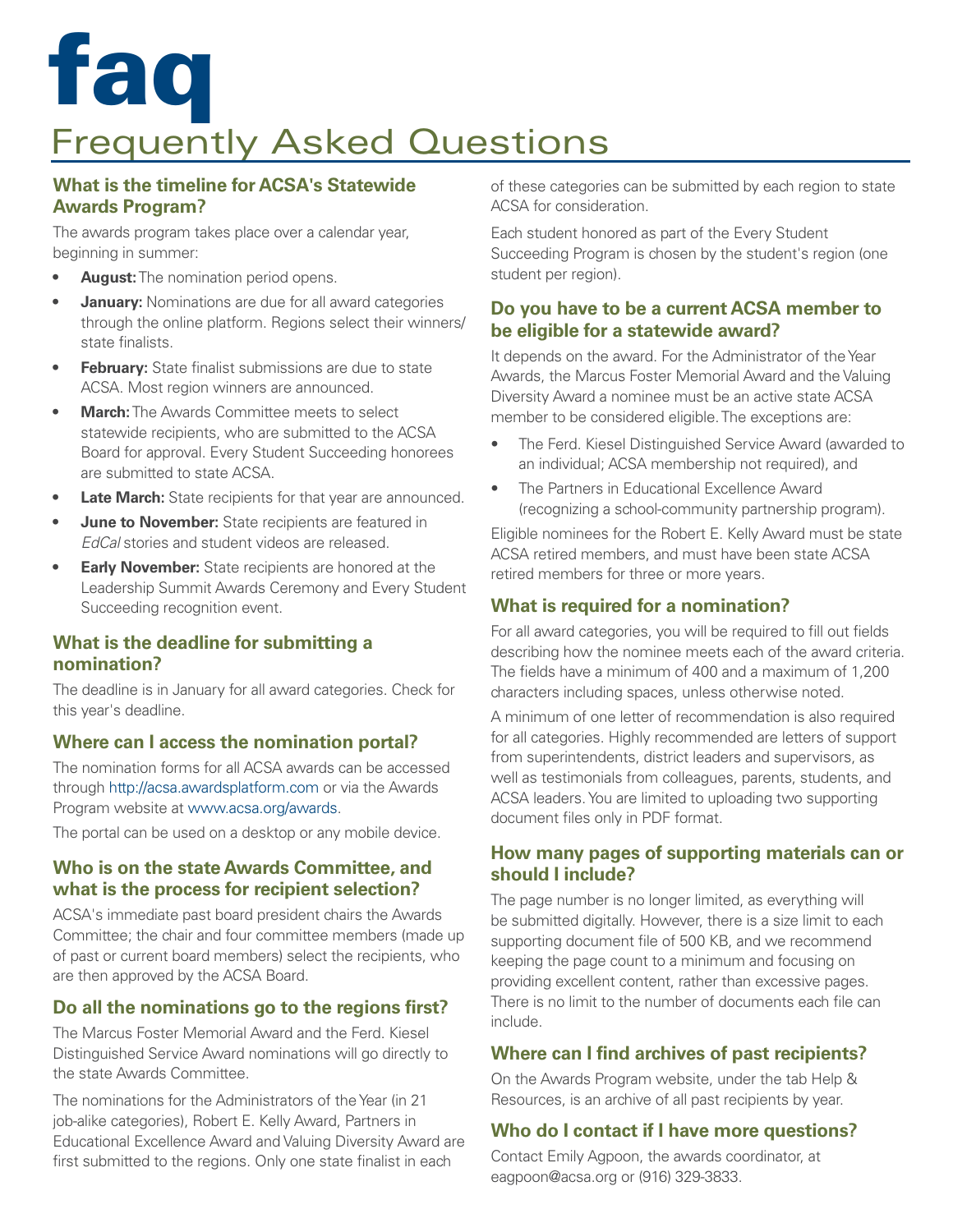# faq

# Frequently Asked Questions

## What is the timeline for ACSA's Statewide Awards Program?

The awards program takes place over a calendar year, beginning in summer:

- **August:** The nomination period opens.
- **January:** Nominations are due for all award categories through the online platform. Regions select their winners/ state finalists.
- **February:** State finalist submissions are due to state ACSA. Most region winners are announced.
- **March:** The Awards Committee meets to select statewide recipients, who are submitted to the ACSA Board for approval. Every Student Succeeding honorees are submitted to state ACSA.
- **Late March:** State recipients for that year are announced.
- **June to November:** State recipients are featured in *EdCal* stories and student videos are released.
- **Early November:** State recipients are honored at the Leadership Summit Awards Ceremony and Every Student Succeeding recognition event.

## What is the deadline for submitting a nomination?

The deadline is in January for all award categories. Check for this year's deadline.

## Where can I access the nomination portal?

The nomination forms for all ACSA awards can be accessed through http://acsa.awardsplatform.com or via the Awards Program website at www.acsa.org/awards.

The portal can be used on a desktop or any mobile device.

## Who is on the state Awards Committee, and what is the process for recipient selection?

ACSA's immediate past board president chairs the Awards Committee; the chair and four committee members (made up of past or current board members) select the recipients, who are then approved by the ACSA Board.

## Do all the nominations go to the regions first?

The Marcus Foster Memorial Award and the Ferd. Kiesel Distinguished Service Award nominations will go directly to the state Awards Committee.

The nominations for the Administrators of the Year (in 21 job-alike categories), Robert E. Kelly Award, Partners in Educational Excellence Award and Valuing Diversity Award are first submitted to the regions. Only one state finalist in each of these categories can be submitted by each region to state ACSA for consideration.

Each student honored as part of the Every Student Succeeding Program is chosen by the student's region (one student per region).

## Do you have to be a current ACSA member to be eligible for a statewide award?

It depends on the award. For the Administrator of the Year Awards, the Marcus Foster Memorial Award and the Valuing Diversity Award a nominee must be an active state ACSA member to be considered eligible. The exceptions are:

- The Ferd. Kiesel Distinguished Service Award (awarded to an individual; ACSA membership not required), and
- The Partners in Educational Excellence Award (recognizing a school-community partnership program).

Eligible nominees for the Robert E. Kelly Award must be state ACSA retired members, and must have been state ACSA retired members for three or more years.

## What is required for a nomination?

For all award categories, you will be required to fill out fields describing how the nominee meets each of the award criteria. The fields have a minimum of 400 and a maximum of 1,200 characters including spaces, unless otherwise noted.

A minimum of one letter of recommendation is also required for all categories. Highly recommended are letters of support from superintendents, district leaders and supervisors, as well as testimonials from colleagues, parents, students, and ACSA leaders. You are limited to uploading two supporting document files only in PDF format.

## How many pages of supporting materials can or should I include?

The page number is no longer limited, as everything will be submitted digitally. However, there is a size limit to each supporting document file of 500 KB, and we recommend keeping the page count to a minimum and focusing on providing excellent content, rather than excessive pages. There is no limit to the number of documents each file can include.

## Where can I find archives of past recipients?

On the Awards Program website, under the tab Help & Resources, is an archive of all past recipients by year.

## Who do I contact if I have more questions?

Contact Emily Agpoon, the awards coordinator, at eagpoon@acsa.org or (916) 329-3833.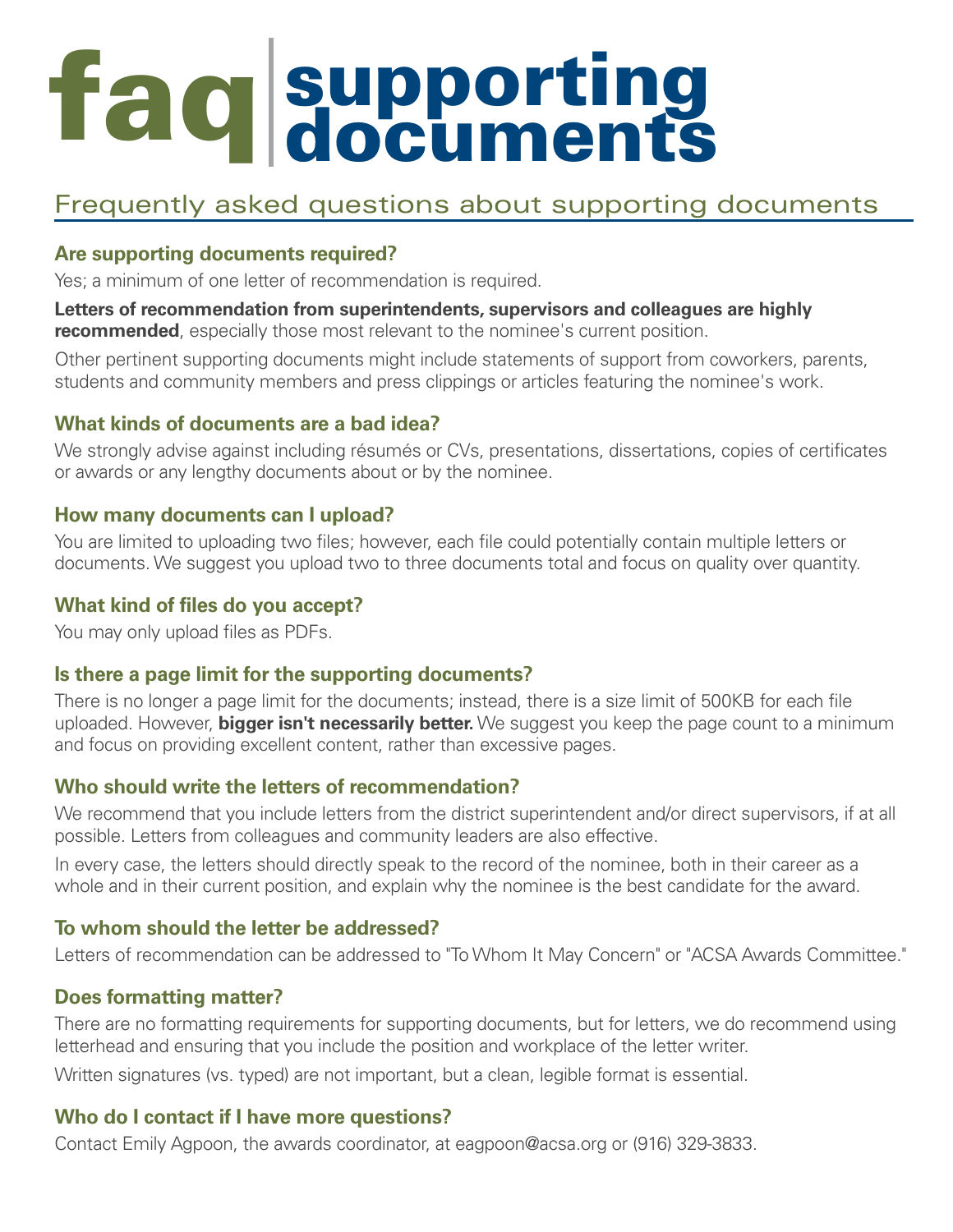# faq | supporting documents

## Frequently asked questions about supporting documents

### Are supporting documents required?

Yes; a minimum of one letter of recommendation is required.

**Letters of recommendation from superintendents, supervisors and colleagues are highly recommended**, especially those most relevant to the nominee's current position.

Other pertinent supporting documents might include statements of support from coworkers, parents, students and community members and press clippings or articles featuring the nominee's work.

### What kinds of documents are a bad idea?

We strongly advise against including résumés or CVs, presentations, dissertations, copies of certificates or awards or any lengthy documents about or by the nominee.

### How many documents can I upload?

You are limited to uploading two files; however, each file could potentially contain multiple letters or documents. We suggest you upload two to three documents total and focus on quality over quantity.

### What kind of files do you accept?

You may only upload files as PDFs.

### Is there a page limit for the supporting documents?

There is no longer a page limit for the documents; instead, there is a size limit of 500KB for each file uploaded. However, **bigger isn't necessarily better.** We suggest you keep the page count to a minimum and focus on providing excellent content, rather than excessive pages.

### Who should write the letters of recommendation?

We recommend that you include letters from the district superintendent and/or direct supervisors, if at all possible. Letters from colleagues and community leaders are also effective.

In every case, the letters should directly speak to the record of the nominee, both in their career as a whole and in their current position, and explain why the nominee is the best candidate for the award.

### To whom should the letter be addressed?

Letters of recommendation can be addressed to "To Whom It May Concern" or "ACSA Awards Committee."

### Does formatting matter?

There are no formatting requirements for supporting documents, but for letters, we do recommend using letterhead and ensuring that you include the position and workplace of the letter writer.

Written signatures (vs. typed) are not important, but a clean, legible format is essential.

### Who do I contact if I have more questions?

Contact Emily Agpoon, the awards coordinator, at eagpoon@acsa.org or (916) 329-3833.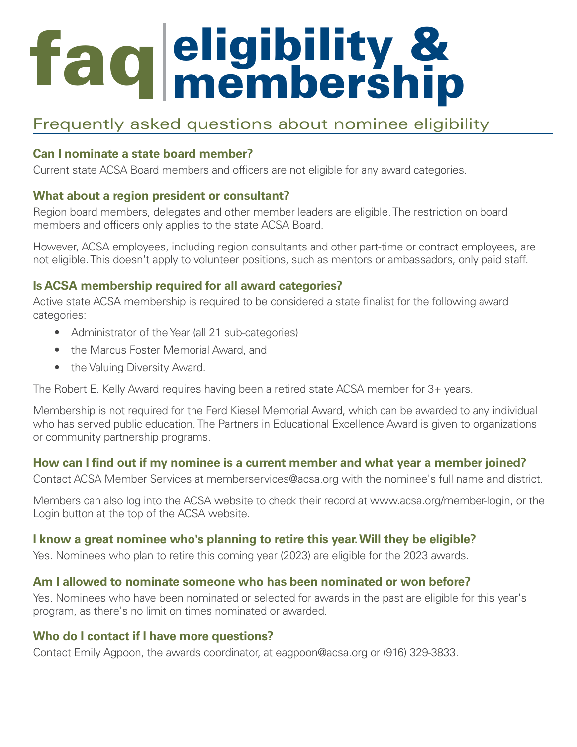# faq | eligibility & membership

## Frequently asked questions about nominee eligibility

### Can I nominate a state board member?

Current state ACSA Board members and officers are not eligible for any award categories.

### What about a region president or consultant?

Region board members, delegates and other member leaders are eligible. The restriction on board members and officers only applies to the state ACSA Board.

However, ACSA employees, including region consultants and other part-time or contract employees, are not eligible. This doesn't apply to volunteer positions, such as mentors or ambassadors, only paid staff.

### Is ACSA membership required for all award categories?

Active state ACSA membership is required to be considered a state finalist for the following award categories:

- Administrator of the Year (all 21 sub-categories)
- the Marcus Foster Memorial Award, and
- the Valuing Diversity Award.

The Robert E. Kelly Award requires having been a retired state ACSA member for 3+ years.

Membership is not required for the Ferd Kiesel Memorial Award, which can be awarded to any individual who has served public education. The Partners in Educational Excellence Award is given to organizations or community partnership programs.

### How can I find out if my nominee is a current member and what year a member joined?

Contact ACSA Member Services at memberservices@acsa.org with the nominee's full name and district.

Members can also log into the ACSA website to check their record at www.acsa.org/member-login, or the Login button at the top of the ACSA website.

### I know a great nominee who's planning to retire this year. Will they be eligible?

Yes. Nominees who plan to retire this coming year (2023) are eligible for the 2023 awards.

### Am I allowed to nominate someone who has been nominated or won before?

Yes. Nominees who have been nominated or selected for awards in the past are eligible for this year's program, as there's no limit on times nominated or awarded.

### Who do I contact if I have more questions?

Contact Emily Agpoon, the awards coordinator, at eagpoon@acsa.org or (916) 329-3833.